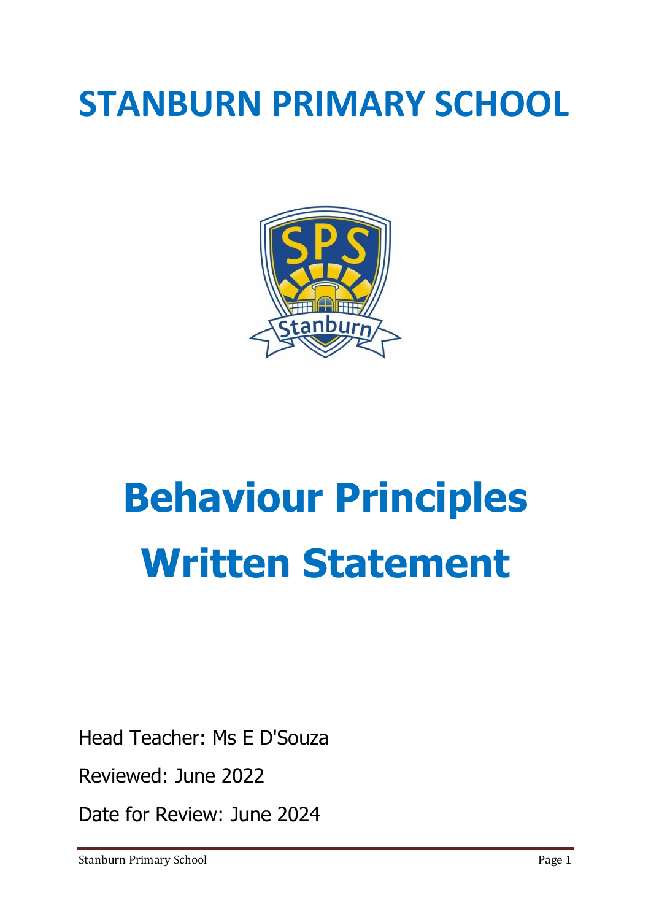# STANBURN PRIMARY SCHOOL

# Behaviour Principles Written Statement

Head Teacher: Ms E D'Souza

Reviewed: June 2022

Date for Review: June 2024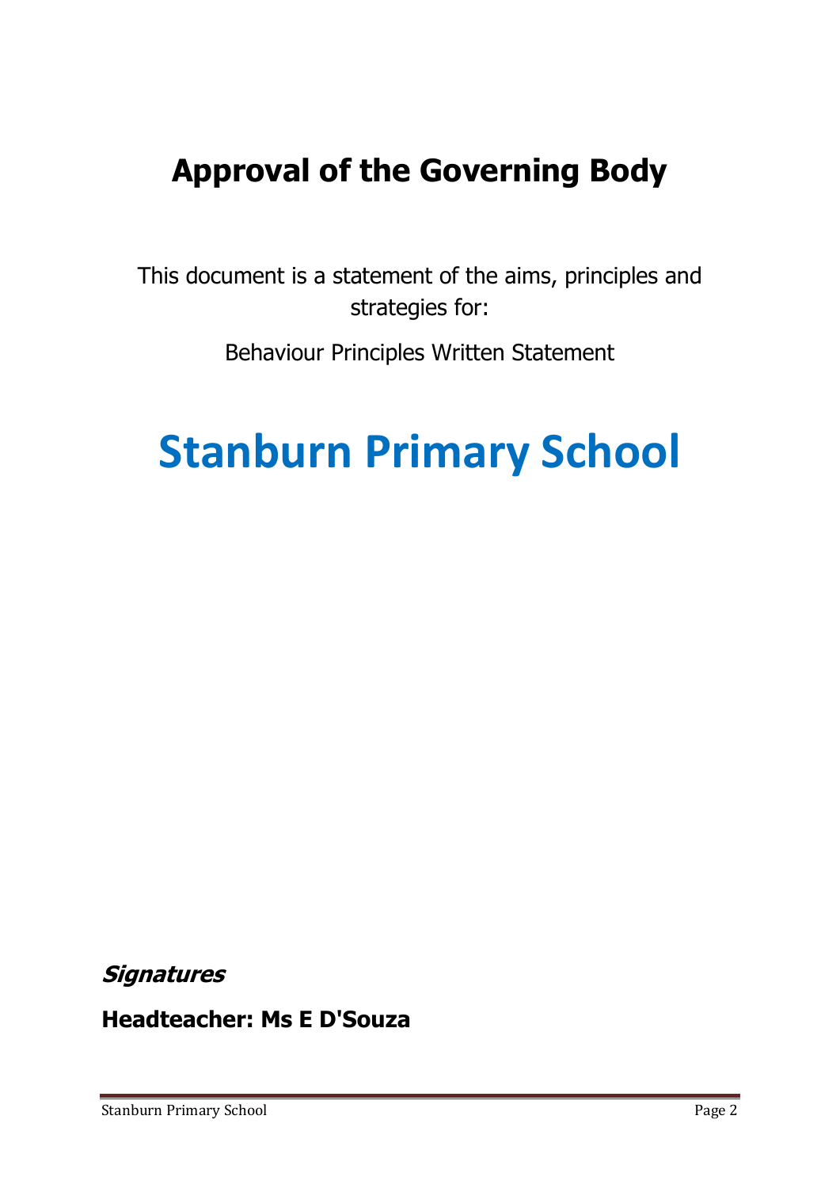# Approval of the Governing Body

This document is a statement of the aims, principles and strategies for:

Behaviour Principles Written Statement

# Stanburn Primary School

***Signatures***

**Headteacher: Ms E D'Souza**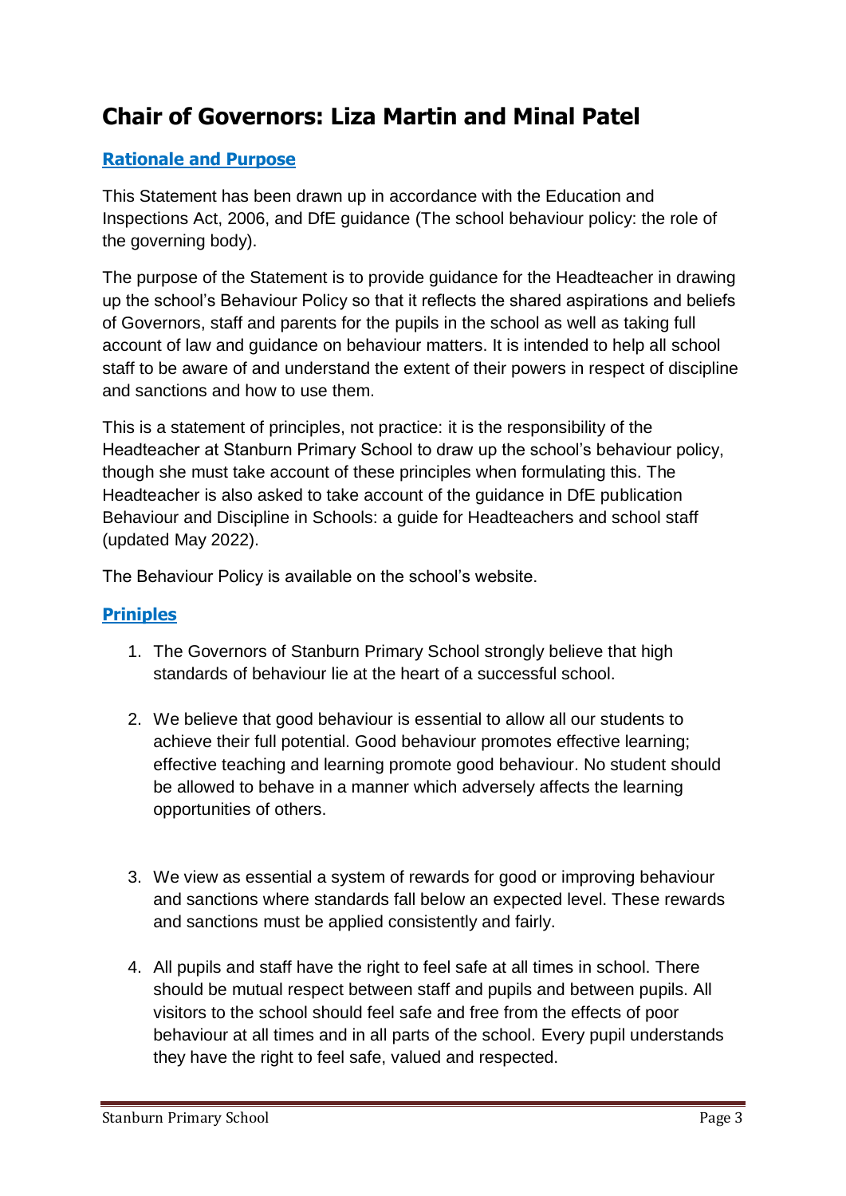# Chair of Governors: Liza Martin and Minal Patel

## Rationale and Purpose

This Statement has been drawn up in accordance with the Education and Inspections Act, 2006, and DfE guidance (The school behaviour policy: the role of the governing body).

The purpose of the Statement is to provide guidance for the Headteacher in drawing up the school's Behaviour Policy so that it reflects the shared aspirations and beliefs of Governors, staff and parents for the pupils in the school as well as taking full account of law and guidance on behaviour matters. It is intended to help all school staff to be aware of and understand the extent of their powers in respect of discipline and sanctions and how to use them.

This is a statement of principles, not practice: it is the responsibility of the Headteacher at Stanburn Primary School to draw up the school's behaviour policy, though she must take account of these principles when formulating this. The Headteacher is also asked to take account of the guidance in DfE publication Behaviour and Discipline in Schools: a guide for Headteachers and school staff (updated May 2022).

The Behaviour Policy is available on the school's website.

## Priniples

1. The Governors of Stanburn Primary School strongly believe that high standards of behaviour lie at the heart of a successful school.

2. We believe that good behaviour is essential to allow all our students to achieve their full potential. Good behaviour promotes effective learning; effective teaching and learning promote good behaviour. No student should be allowed to behave in a manner which adversely affects the learning opportunities of others.

3. We view as essential a system of rewards for good or improving behaviour and sanctions where standards fall below an expected level. These rewards and sanctions must be applied consistently and fairly.

4. All pupils and staff have the right to feel safe at all times in school. There should be mutual respect between staff and pupils and between pupils. All visitors to the school should feel safe and free from the effects of poor behaviour at all times and in all parts of the school. Every pupil understands they have the right to feel safe, valued and respected.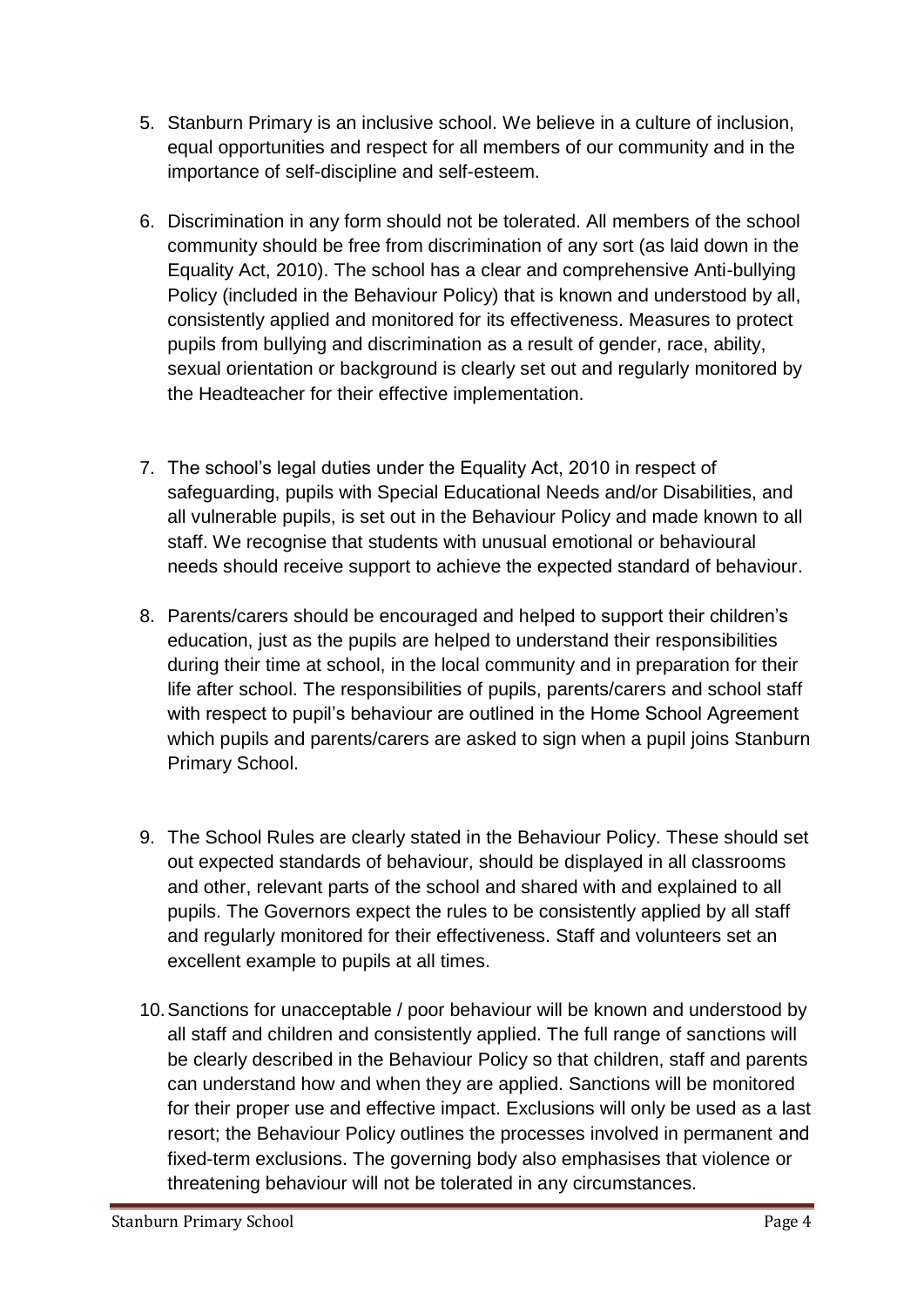5. Stanburn Primary is an inclusive school. We believe in a culture of inclusion, equal opportunities and respect for all members of our community and in the importance of self-discipline and self-esteem.

6. Discrimination in any form should not be tolerated. All members of the school community should be free from discrimination of any sort (as laid down in the Equality Act, 2010). The school has a clear and comprehensive Anti-bullying Policy (included in the Behaviour Policy) that is known and understood by all, consistently applied and monitored for its effectiveness. Measures to protect pupils from bullying and discrimination as a result of gender, race, ability, sexual orientation or background is clearly set out and regularly monitored by the Headteacher for their effective implementation.

7. The school's legal duties under the Equality Act, 2010 in respect of safeguarding, pupils with Special Educational Needs and/or Disabilities, and all vulnerable pupils, is set out in the Behaviour Policy and made known to all staff. We recognise that students with unusual emotional or behavioural needs should receive support to achieve the expected standard of behaviour.

8. Parents/carers should be encouraged and helped to support their children's education, just as the pupils are helped to understand their responsibilities during their time at school, in the local community and in preparation for their life after school. The responsibilities of pupils, parents/carers and school staff with respect to pupil's behaviour are outlined in the Home School Agreement which pupils and parents/carers are asked to sign when a pupil joins Stanburn Primary School.

9. The School Rules are clearly stated in the Behaviour Policy. These should set out expected standards of behaviour, should be displayed in all classrooms and other, relevant parts of the school and shared with and explained to all pupils. The Governors expect the rules to be consistently applied by all staff and regularly monitored for their effectiveness. Staff and volunteers set an excellent example to pupils at all times.

10. Sanctions for unacceptable / poor behaviour will be known and understood by all staff and children and consistently applied. The full range of sanctions will be clearly described in the Behaviour Policy so that children, staff and parents can understand how and when they are applied. Sanctions will be monitored for their proper use and effective impact. Exclusions will only be used as a last resort; the Behaviour Policy outlines the processes involved in permanent and fixed-term exclusions. The governing body also emphasises that violence or threatening behaviour will not be tolerated in any circumstances.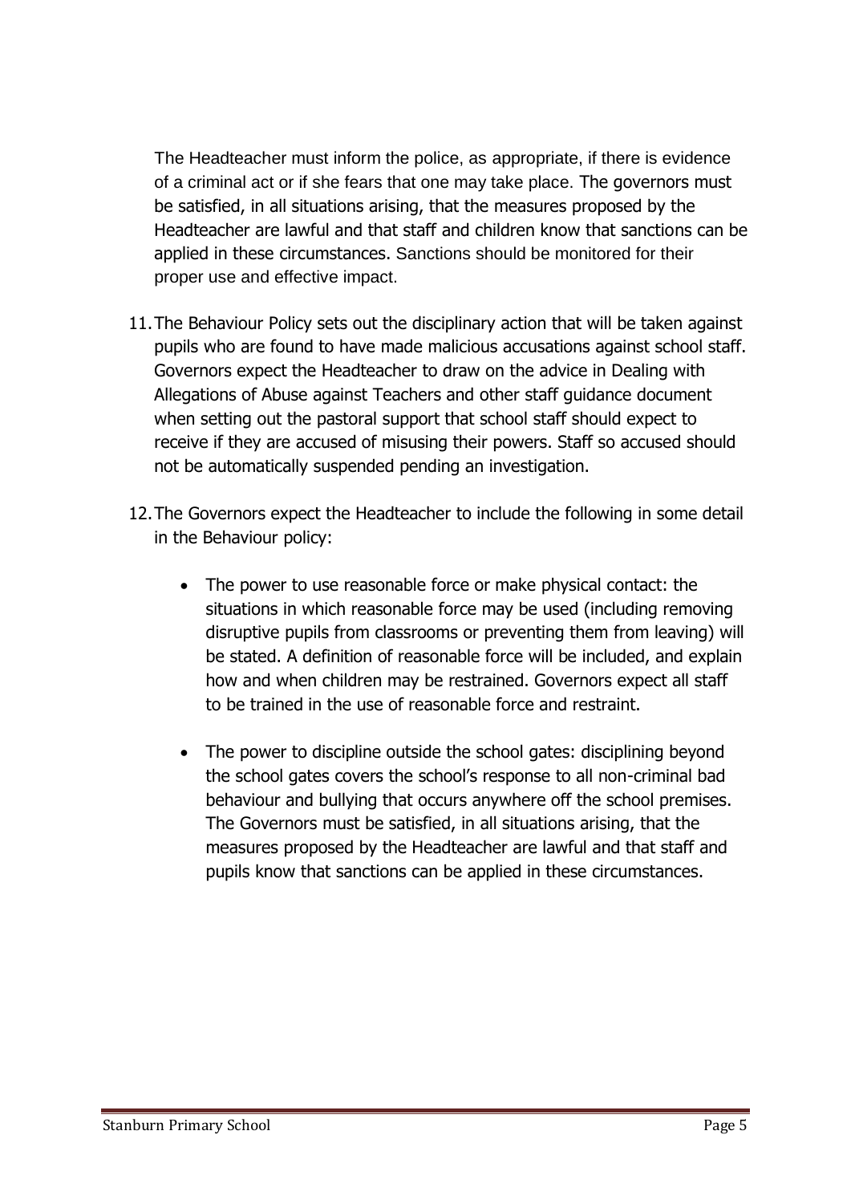The Headteacher must inform the police, as appropriate, if there is evidence of a criminal act or if she fears that one may take place. The governors must be satisfied, in all situations arising, that the measures proposed by the Headteacher are lawful and that staff and children know that sanctions can be applied in these circumstances. Sanctions should be monitored for their proper use and effective impact.

11. The Behaviour Policy sets out the disciplinary action that will be taken against pupils who are found to have made malicious accusations against school staff. Governors expect the Headteacher to draw on the advice in Dealing with Allegations of Abuse against Teachers and other staff guidance document when setting out the pastoral support that school staff should expect to receive if they are accused of misusing their powers. Staff so accused should not be automatically suspended pending an investigation.

12. The Governors expect the Headteacher to include the following in some detail in the Behaviour policy:

    - The power to use reasonable force or make physical contact: the situations in which reasonable force may be used (including removing disruptive pupils from classrooms or preventing them from leaving) will be stated. A definition of reasonable force will be included, and explain how and when children may be restrained. Governors expect all staff to be trained in the use of reasonable force and restraint.

    - The power to discipline outside the school gates: disciplining beyond the school gates covers the school's response to all non-criminal bad behaviour and bullying that occurs anywhere off the school premises. The Governors must be satisfied, in all situations arising, that the measures proposed by the Headteacher are lawful and that staff and pupils know that sanctions can be applied in these circumstances.